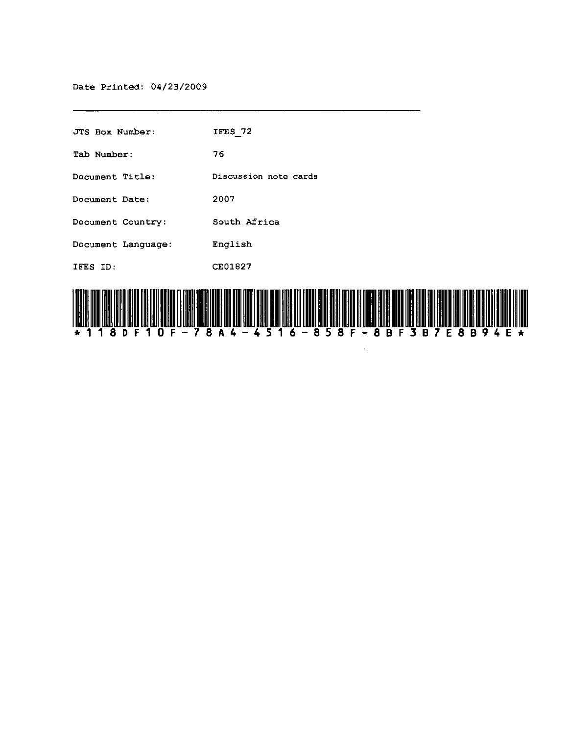Date Printed: 04/23/2009

---

| | |
|---|---|
| JTS Box Number: | IFES_72 |
| Tab Number: | 76 |
| Document Title: | Discussion note cards |
| Document Date: | 2007 |
| Document Country: | South Africa |
| Document Language: | English |
| IFES ID: | CE01827 |

*118DF10F-78A4-4516-858F-8BF3B7E8B94E*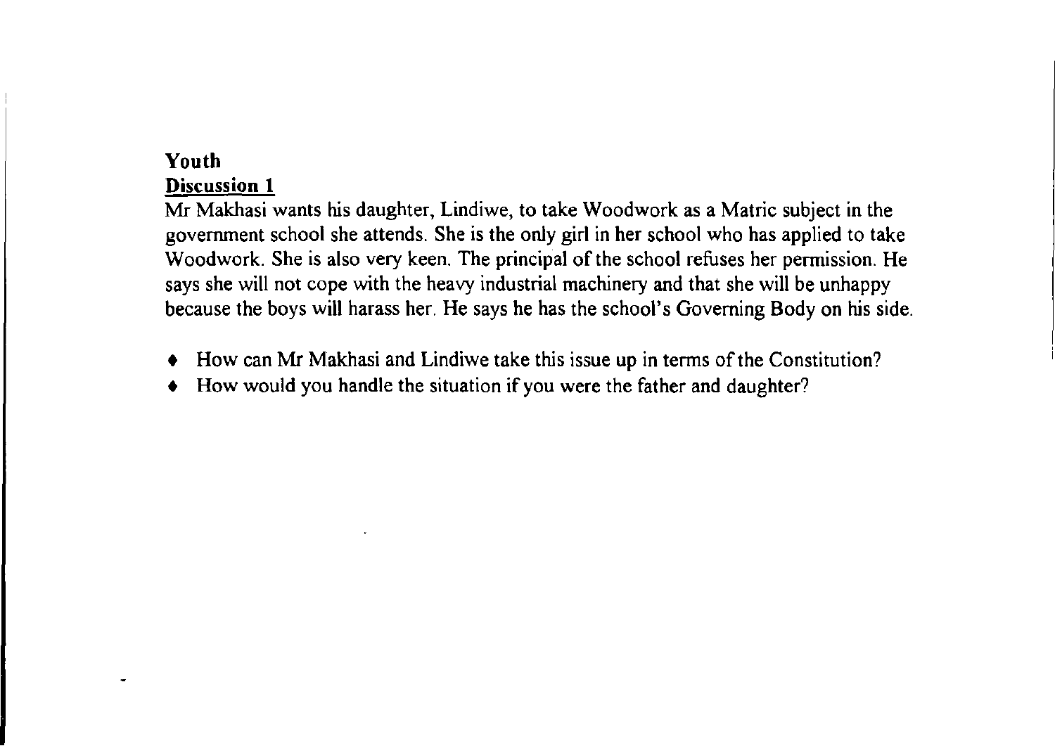**Youth**

**Discussion 1**

Mr Makhasi wants his daughter, Lindiwe, to take Woodwork as a Matric subject in the government school she attends. She is the only girl in her school who has applied to take Woodwork. She is also very keen. The principal of the school refuses her permission. He says she will not cope with the heavy industrial machinery and that she will be unhappy because the boys will harass her. He says he has the school's Governing Body on his side.

- How can Mr Makhasi and Lindiwe take this issue up in terms of the Constitution?
- How would you handle the situation if you were the father and daughter?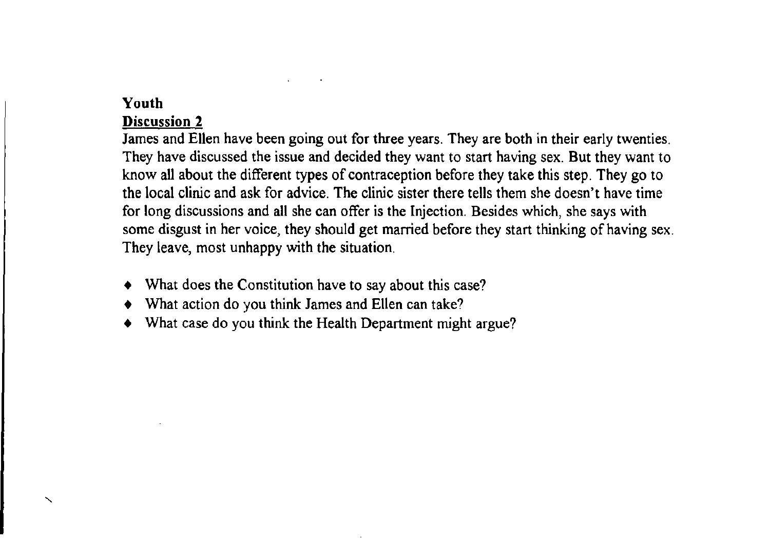**Youth**

**<u>Discussion 2</u>**

James and Ellen have been going out for three years. They are both in their early twenties. They have discussed the issue and decided they want to start having sex. But they want to know all about the different types of contraception before they take this step. They go to the local clinic and ask for advice. The clinic sister there tells them she doesn't have time for long discussions and all she can offer is the Injection. Besides which, she says with some disgust in her voice, they should get married before they start thinking of having sex. They leave, most unhappy with the situation.

- What does the Constitution have to say about this case?
- What action do you think James and Ellen can take?
- What case do you think the Health Department might argue?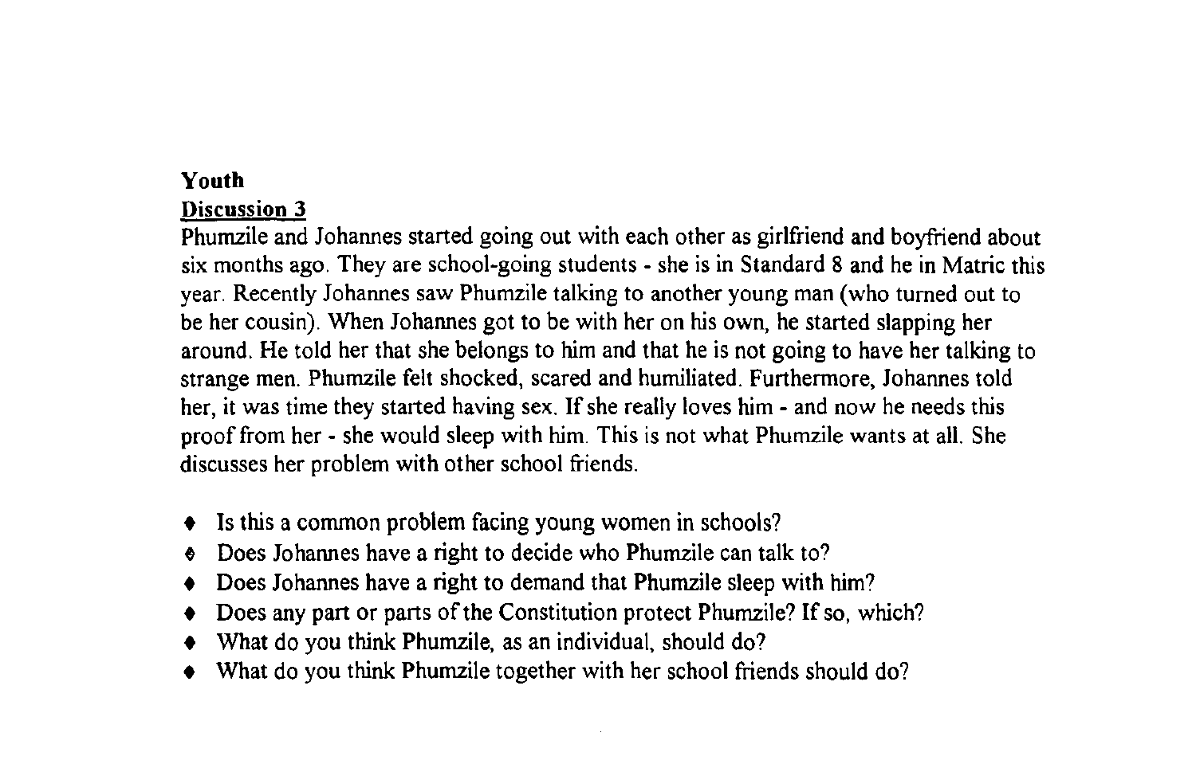**Youth**

**Discussion 3**

Phumzile and Johannes started going out with each other as girlfriend and boyfriend about six months ago. They are school-going students - she is in Standard 8 and he in Matric this year. Recently Johannes saw Phumzile talking to another young man (who turned out to be her cousin). When Johannes got to be with her on his own, he started slapping her around. He told her that she belongs to him and that he is not going to have her talking to strange men. Phumzile felt shocked, scared and humiliated. Furthermore, Johannes told her, it was time they started having sex. If she really loves him - and now he needs this proof from her - she would sleep with him. This is not what Phumzile wants at all. She discusses her problem with other school friends.

- Is this a common problem facing young women in schools?
- Does Johannes have a right to decide who Phumzile can talk to?
- Does Johannes have a right to demand that Phumzile sleep with him?
- Does any part or parts of the Constitution protect Phumzile? If so, which?
- What do you think Phumzile, as an individual, should do?
- What do you think Phumzile together with her school friends should do?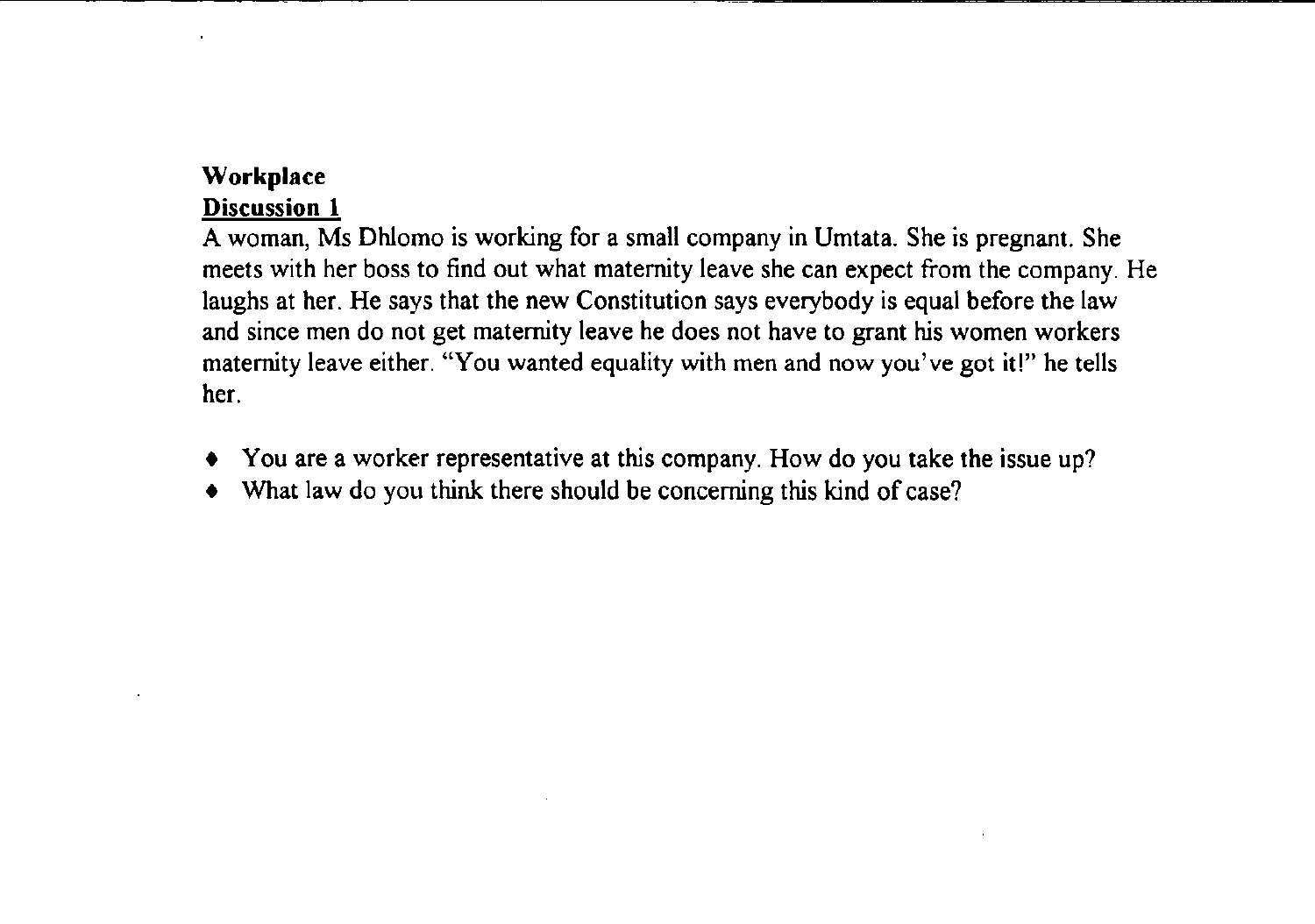**Workplace**

**Discussion 1**

A woman, Ms Dhlomo is working for a small company in Umtata. She is pregnant. She meets with her boss to find out what maternity leave she can expect from the company. He laughs at her. He says that the new Constitution says everybody is equal before the law and since men do not get maternity leave he does not have to grant his women workers maternity leave either. "You wanted equality with men and now you've got it!" he tells her.

- You are a worker representative at this company. How do you take the issue up?
- What law do you think there should be concerning this kind of case?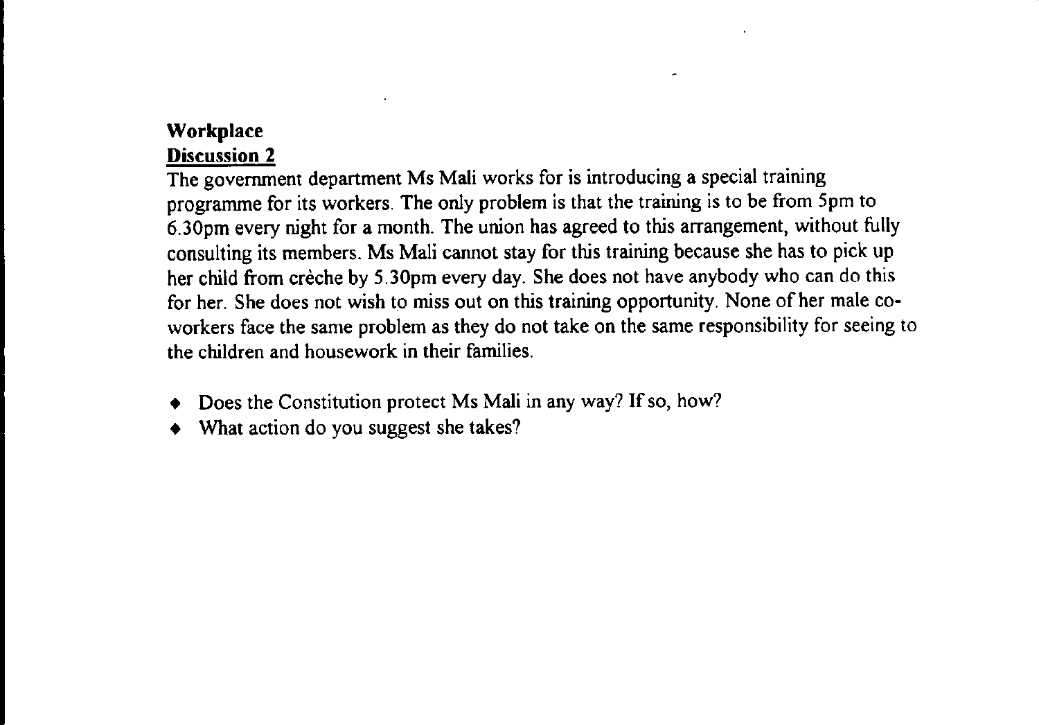**Workplace**

**Discussion 2**

The government department Ms Mali works for is introducing a special training programme for its workers. The only problem is that the training is to be from 5pm to 6.30pm every night for a month. The union has agreed to this arrangement, without fully consulting its members. Ms Mali cannot stay for this training because she has to pick up her child from crèche by 5.30pm every day. She does not have anybody who can do this for her. She does not wish to miss out on this training opportunity. None of her male co-workers face the same problem as they do not take on the same responsibility for seeing to the children and housework in their families.

- Does the Constitution protect Ms Mali in any way? If so, how?
- What action do you suggest she takes?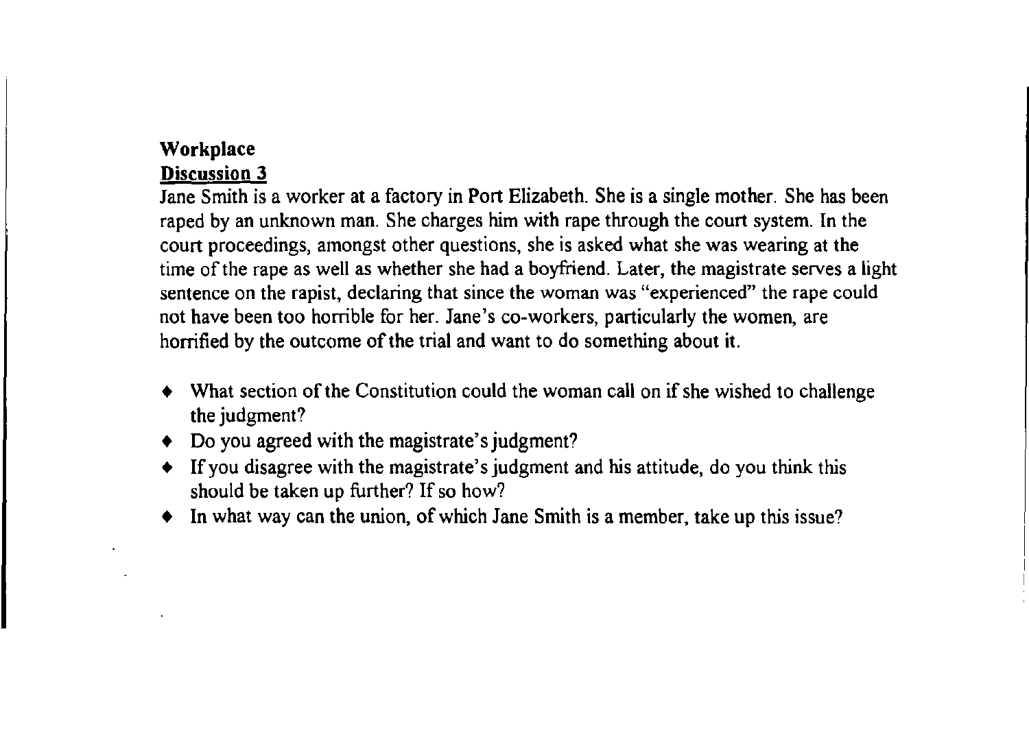**Workplace**

**Discussion 3**

Jane Smith is a worker at a factory in Port Elizabeth. She is a single mother. She has been raped by an unknown man. She charges him with rape through the court system. In the court proceedings, amongst other questions, she is asked what she was wearing at the time of the rape as well as whether she had a boyfriend. Later, the magistrate serves a light sentence on the rapist, declaring that since the woman was "experienced" the rape could not have been too horrible for her. Jane's co-workers, particularly the women, are horrified by the outcome of the trial and want to do something about it.

- What section of the Constitution could the woman call on if she wished to challenge the judgment?
- Do you agreed with the magistrate's judgment?
- If you disagree with the magistrate's judgment and his attitude, do you think this should be taken up further? If so how?
- In what way can the union, of which Jane Smith is a member, take up this issue?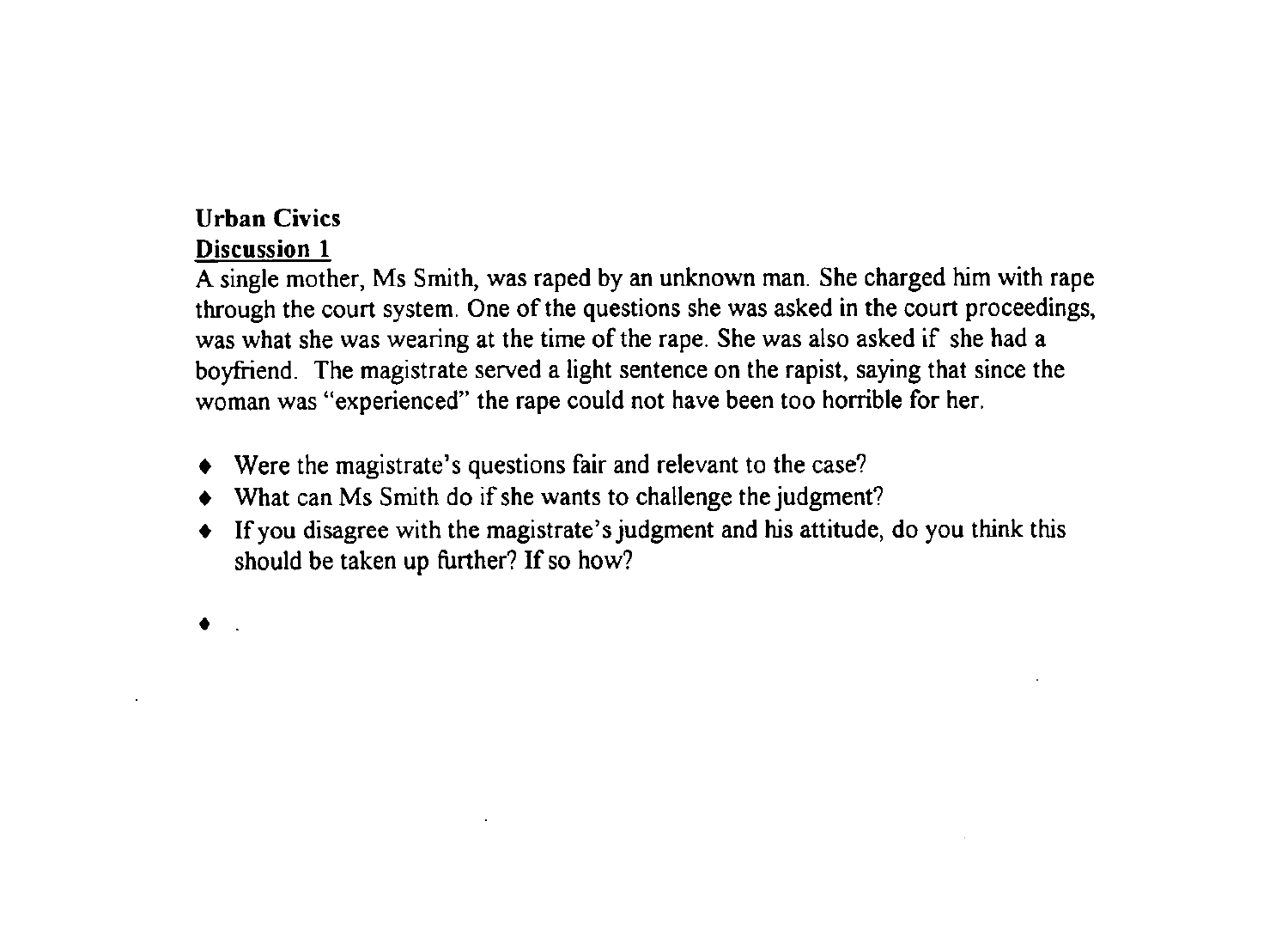**Urban Civics**

**Discussion 1**

A single mother, Ms Smith, was raped by an unknown man. She charged him with rape through the court system. One of the questions she was asked in the court proceedings, was what she was wearing at the time of the rape. She was also asked if she had a boyfriend. The magistrate served a light sentence on the rapist, saying that since the woman was "experienced" the rape could not have been too horrible for her.

- Were the magistrate's questions fair and relevant to the case?
- What can Ms Smith do if she wants to challenge the judgment?
- If you disagree with the magistrate's judgment and his attitude, do you think this should be taken up further? If so how?
- .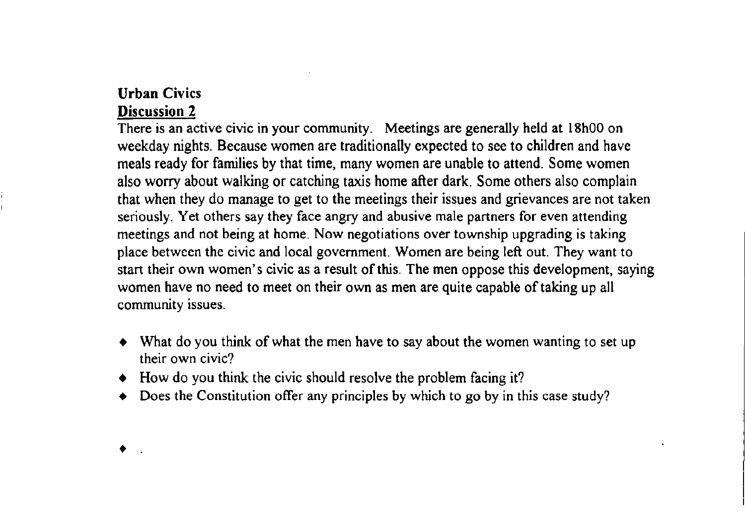**Urban Civics**

**<u>Discussion 2</u>**

There is an active civic in your community. Meetings are generally held at 18h00 on weekday nights. Because women are traditionally expected to see to children and have meals ready for families by that time, many women are unable to attend. Some women also worry about walking or catching taxis home after dark. Some others also complain that when they do manage to get to the meetings their issues and grievances are not taken seriously. Yet others say they face angry and abusive male partners for even attending meetings and not being at home. Now negotiations over township upgrading is taking place between the civic and local government. Women are being left out. They want to start their own women's civic as a result of this. The men oppose this development, saying women have no need to meet on their own as men are quite capable of taking up all community issues.

- What do you think of what the men have to say about the women wanting to set up their own civic?
- How do you think the civic should resolve the problem facing it?
- Does the Constitution offer any principles by which to go by in this case study?
- .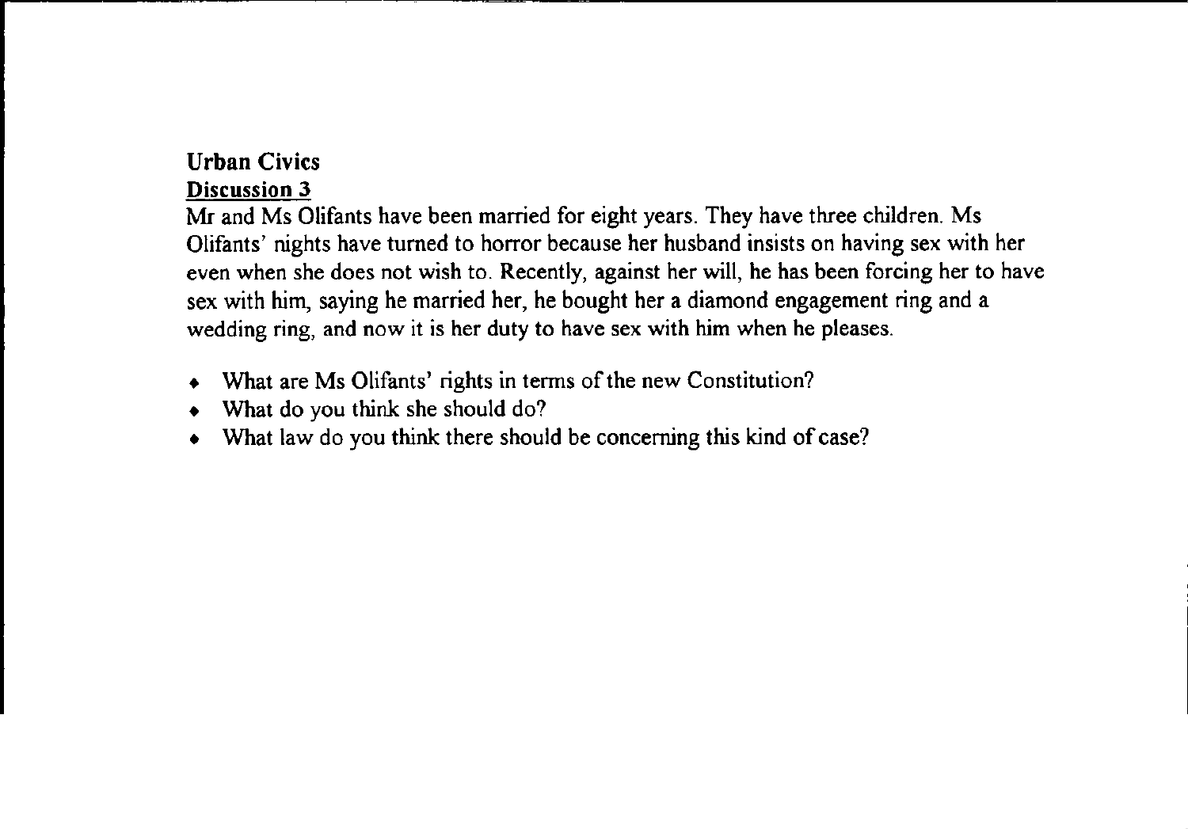**Urban Civics**

**Discussion 3**

Mr and Ms Olifants have been married for eight years. They have three children. Ms Olifants' nights have turned to horror because her husband insists on having sex with her even when she does not wish to. Recently, against her will, he has been forcing her to have sex with him, saying he married her, he bought her a diamond engagement ring and a wedding ring, and now it is her duty to have sex with him when he pleases.

- What are Ms Olifants' rights in terms of the new Constitution?
- What do you think she should do?
- What law do you think there should be concerning this kind of case?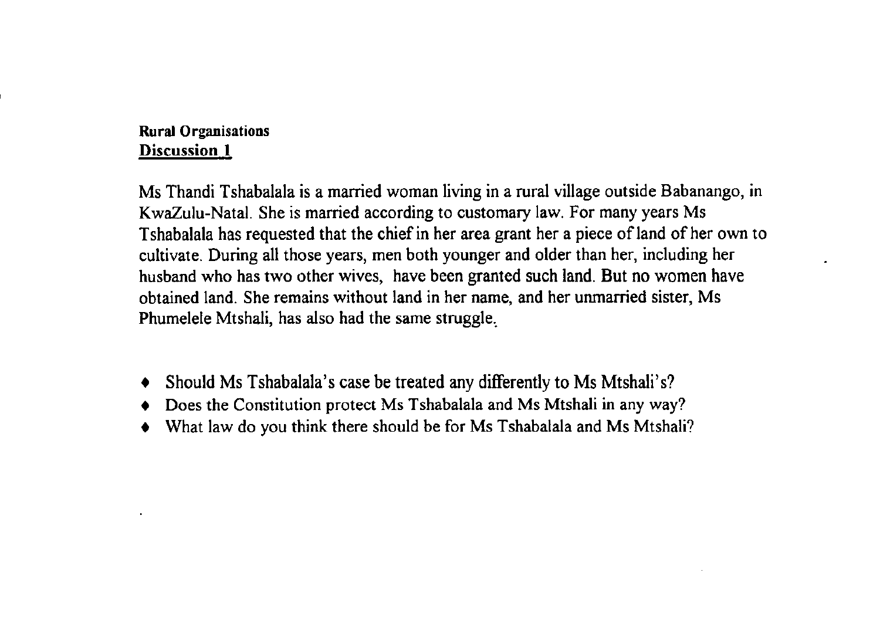**Rural Organisations**

**Discussion 1**

Ms Thandi Tshabalala is a married woman living in a rural village outside Babanango, in KwaZulu-Natal. She is married according to customary law. For many years Ms Tshabalala has requested that the chief in her area grant her a piece of land of her own to cultivate. During all those years, men both younger and older than her, including her husband who has two other wives, have been granted such land. But no women have obtained land. She remains without land in her name, and her unmarried sister, Ms Phumelele Mtshali, has also had the same struggle.

- Should Ms Tshabalala's case be treated any differently to Ms Mtshali's?
- Does the Constitution protect Ms Tshabalala and Ms Mtshali in any way?
- What law do you think there should be for Ms Tshabalala and Ms Mtshali?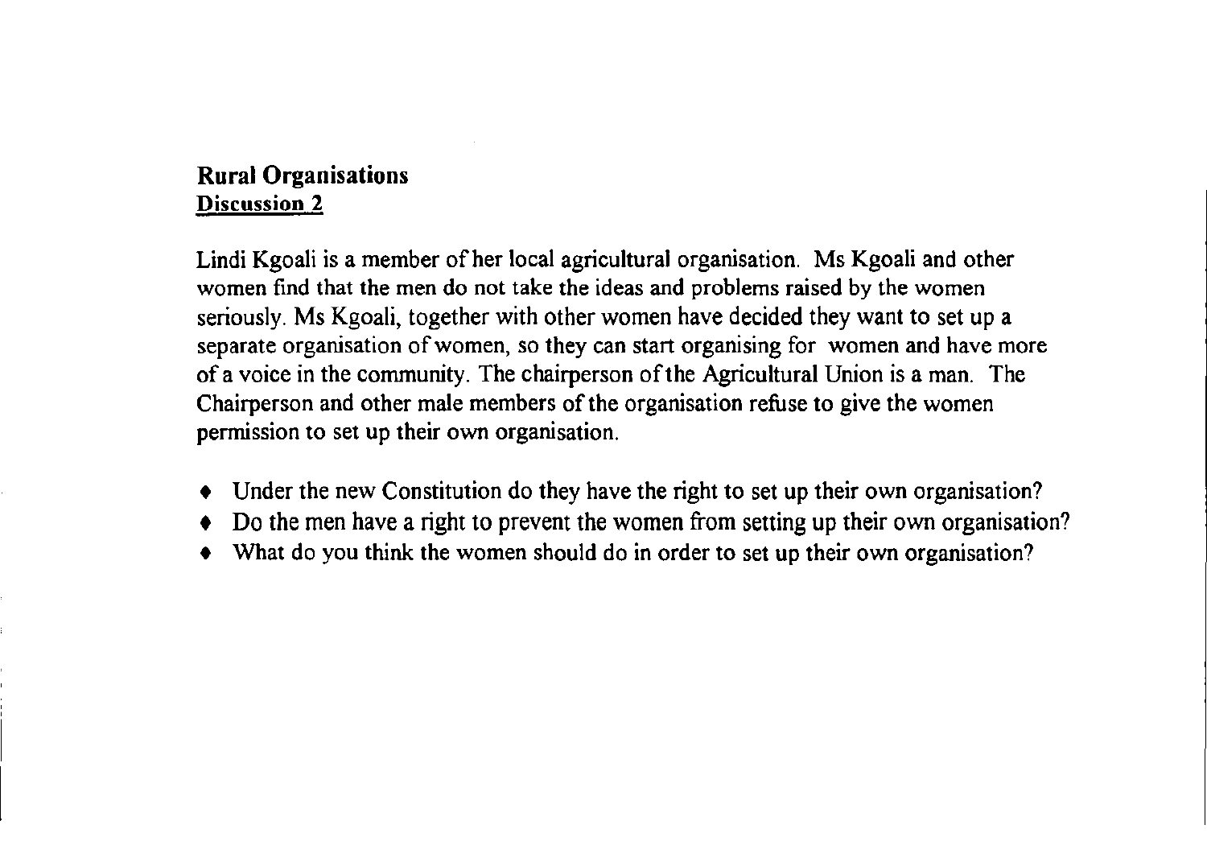## Rural Organisations

**Discussion 2**

Lindi Kgoali is a member of her local agricultural organisation. Ms Kgoali and other women find that the men do not take the ideas and problems raised by the women seriously. Ms Kgoali, together with other women have decided they want to set up a separate organisation of women, so they can start organising for women and have more of a voice in the community. The chairperson of the Agricultural Union is a man. The Chairperson and other male members of the organisation refuse to give the women permission to set up their own organisation.

- Under the new Constitution do they have the right to set up their own organisation?
- Do the men have a right to prevent the women from setting up their own organisation?
- What do you think the women should do in order to set up their own organisation?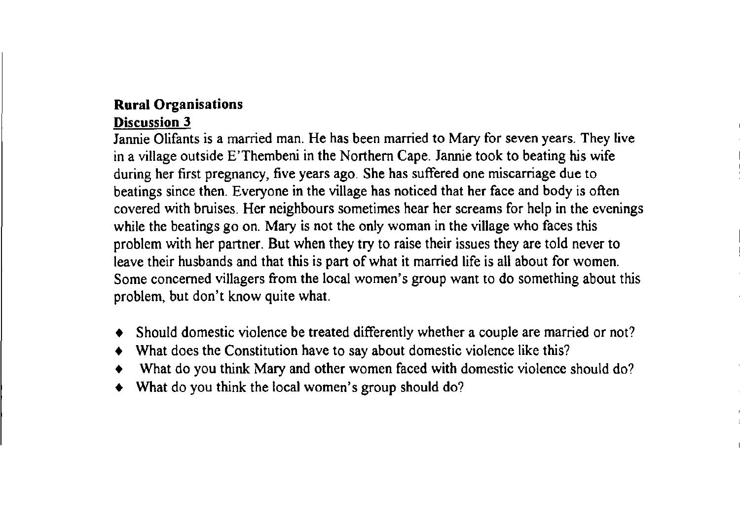**Rural Organisations**

**Discussion 3**

Jannie Olifants is a married man. He has been married to Mary for seven years. They live in a village outside E'Thembeni in the Northern Cape. Jannie took to beating his wife during her first pregnancy, five years ago. She has suffered one miscarriage due to beatings since then. Everyone in the village has noticed that her face and body is often covered with bruises. Her neighbours sometimes hear her screams for help in the evenings while the beatings go on. Mary is not the only woman in the village who faces this problem with her partner. But when they try to raise their issues they are told never to leave their husbands and that this is part of what it married life is all about for women. Some concerned villagers from the local women's group want to do something about this problem, but don't know quite what.

- Should domestic violence be treated differently whether a couple are married or not?
- What does the Constitution have to say about domestic violence like this?
- What do you think Mary and other women faced with domestic violence should do?
- What do you think the local women's group should do?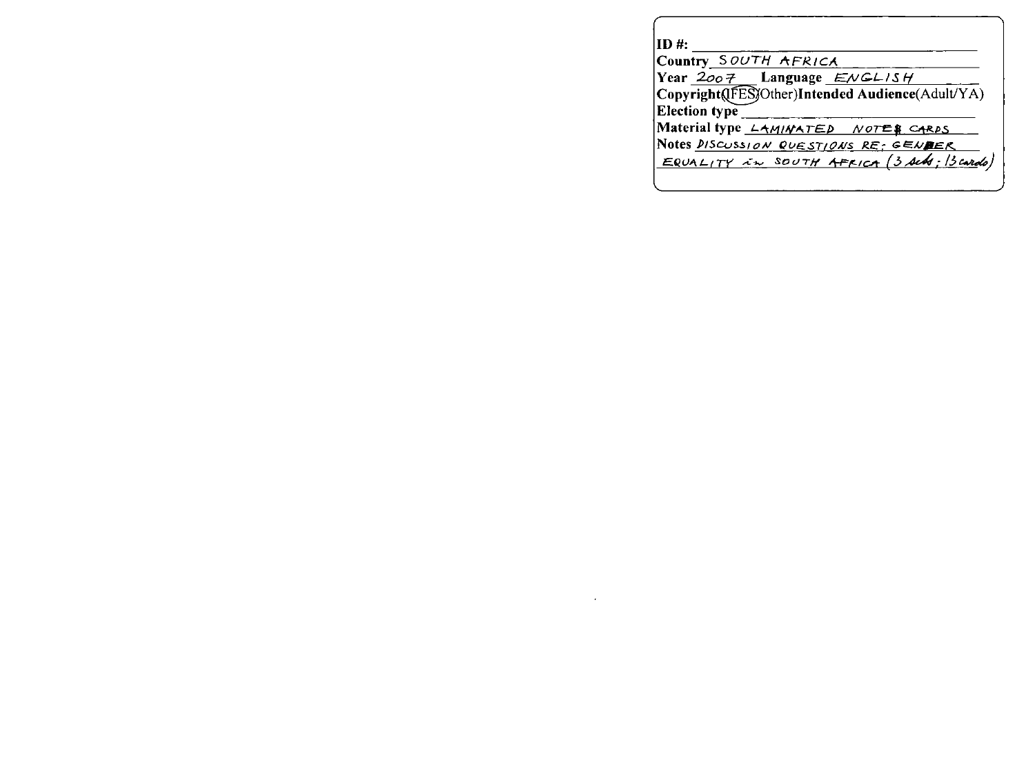**ID #:** ______________________

**Country** SOUTH AFRICA

**Year** 2007 **Language** ENGLISH

**Copyright**(IFES/Other) **Intended Audience**(Adult/YA)

**Election type** ______________________

**Material type** LAMINATED NOTES CARDS

**Notes** DISCUSSION QUESTIONS RE: GENDER EQUALITY in SOUTH AFRICA (3 sets; 13 cards)